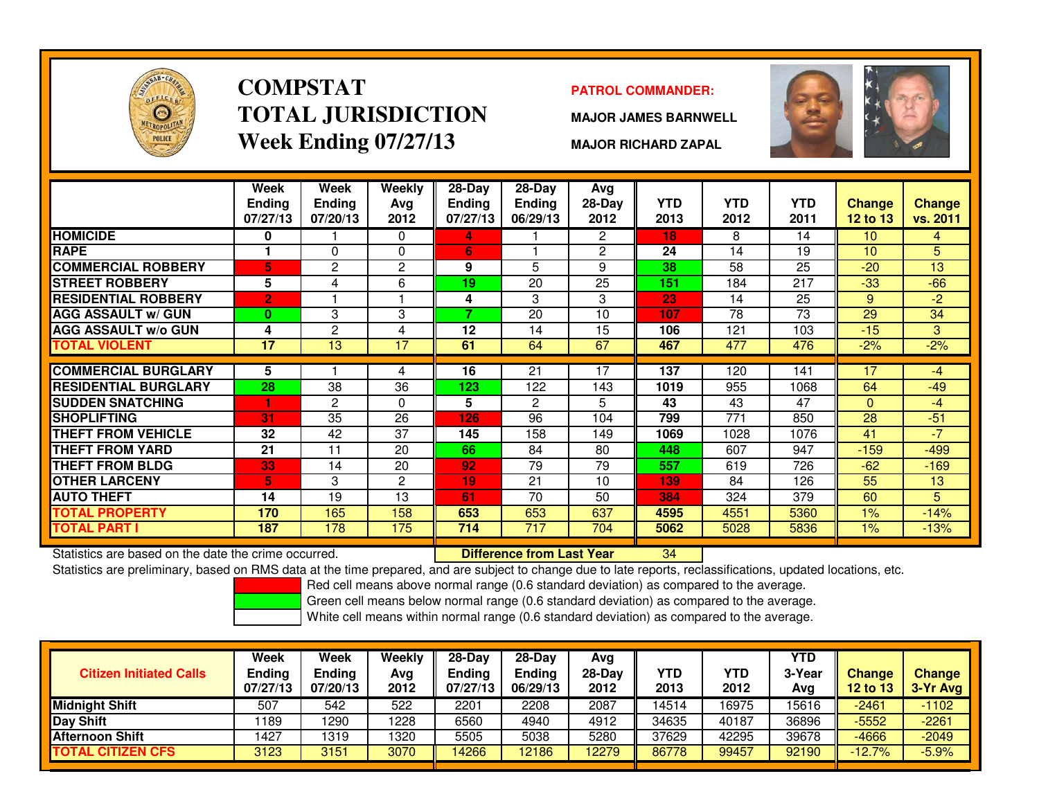# COMPSTAT
# TOTAL JURISDICTION
## Week Ending 07/27/13

**PATROL COMMANDER:**

**MAJOR JAMES BARNWELL**

**MAJOR RICHARD ZAPAL**

| | Week Ending 07/27/13 | Week Ending 07/20/13 | Weekly Avg 2012 | 28-Day Ending 07/27/13 | 28-Day Ending 06/29/13 | Avg 28-Day 2012 | YTD 2013 | YTD 2012 | YTD 2011 | Change 12 to 13 | Change vs. 2011 |
|---|---|---|---|---|---|---|---|---|---|---|---|
| HOMICIDE | 0 | 1 | 0 | 4 | 1 | 2 | 18 | 8 | 14 | 10 | 4 |
| RAPE | 1 | 0 | 0 | 6 | 1 | 2 | 24 | 14 | 19 | 10 | 5 |
| COMMERCIAL ROBBERY | 5 | 2 | 2 | 9 | 5 | 9 | 38 | 58 | 25 | -20 | 13 |
| STREET ROBBERY | 5 | 4 | 6 | 19 | 20 | 25 | 151 | 184 | 217 | -33 | -66 |
| RESIDENTIAL ROBBERY | 2 | 1 | 1 | 4 | 3 | 3 | 23 | 14 | 25 | 9 | -2 |
| AGG ASSAULT w/ GUN | 0 | 3 | 3 | 7 | 20 | 10 | 107 | 78 | 73 | 29 | 34 |
| AGG ASSAULT w/o GUN | 4 | 2 | 4 | 12 | 14 | 15 | 106 | 121 | 103 | -15 | 3 |
| TOTAL VIOLENT | 17 | 13 | 17 | 61 | 64 | 67 | 467 | 477 | 476 | -2% | -2% |
| COMMERCIAL BURGLARY | 5 | 1 | 4 | 16 | 21 | 17 | 137 | 120 | 141 | 17 | -4 |
| RESIDENTIAL BURGLARY | 28 | 38 | 36 | 123 | 122 | 143 | 1019 | 955 | 1068 | 64 | -49 |
| SUDDEN SNATCHING | 1 | 2 | 0 | 5 | 2 | 5 | 43 | 43 | 47 | 0 | -4 |
| SHOPLIFTING | 31 | 35 | 26 | 126 | 96 | 104 | 799 | 771 | 850 | 28 | -51 |
| THEFT FROM VEHICLE | 32 | 42 | 37 | 145 | 158 | 149 | 1069 | 1028 | 1076 | 41 | -7 |
| THEFT FROM YARD | 21 | 11 | 20 | 66 | 84 | 80 | 448 | 607 | 947 | -159 | -499 |
| THEFT FROM BLDG | 33 | 14 | 20 | 92 | 79 | 79 | 557 | 619 | 726 | -62 | -169 |
| OTHER LARCENY | 5 | 3 | 2 | 19 | 21 | 10 | 139 | 84 | 126 | 55 | 13 |
| AUTO THEFT | 14 | 19 | 13 | 61 | 70 | 50 | 384 | 324 | 379 | 60 | 5 |
| TOTAL PROPERTY | 170 | 165 | 158 | 653 | 653 | 637 | 4595 | 4551 | 5360 | 1% | -14% |
| TOTAL PART I | 187 | 178 | 175 | 714 | 717 | 704 | 5062 | 5028 | 5836 | 1% | -13% |

Statistics are based on the date the crime occurred. **Difference from Last Year** 34

Statistics are preliminary, based on RMS data at the time prepared, and are subject to change due to late reports, reclassifications, updated locations, etc.

Red cell means above normal range (0.6 standard deviation) as compared to the average.

Green cell means below normal range (0.6 standard deviation) as compared to the average.

White cell means within normal range (0.6 standard deviation) as compared to the average.

| Citizen Initiated Calls | Week Ending 07/27/13 | Week Ending 07/20/13 | Weekly Avg 2012 | 28-Day Ending 07/27/13 | 28-Day Ending 06/29/13 | Avg 28-Day 2012 | YTD 2013 | YTD 2012 | YTD 3-Year Avg | Change 12 to 13 | Change 3-Yr Avg |
|---|---|---|---|---|---|---|---|---|---|---|---|
| Midnight Shift | 507 | 542 | 522 | 2201 | 2208 | 2087 | 14514 | 16975 | 15616 | -2461 | -1102 |
| Day Shift | 1189 | 1290 | 1228 | 6560 | 4940 | 4912 | 34635 | 40187 | 36896 | -5552 | -2261 |
| Afternoon Shift | 1427 | 1319 | 1320 | 5505 | 5038 | 5280 | 37629 | 42295 | 39678 | -4666 | -2049 |
| TOTAL CITIZEN CFS | 3123 | 3151 | 3070 | 14266 | 12186 | 12279 | 86778 | 99457 | 92190 | -12.7% | -5.9% |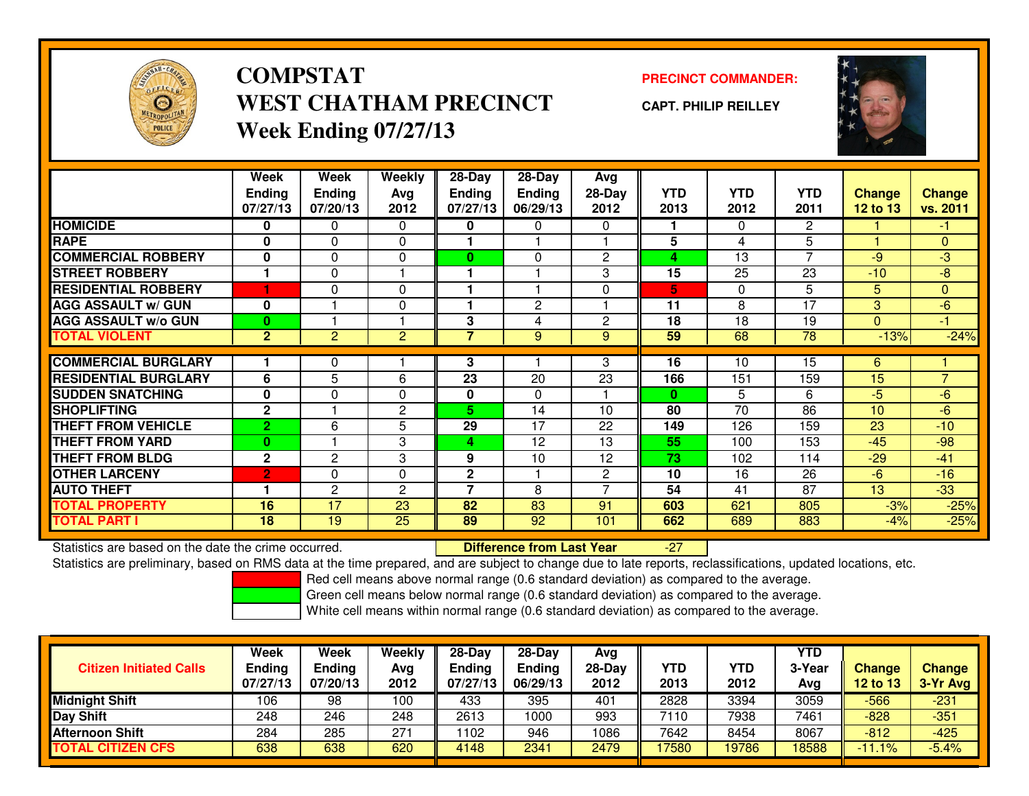# COMPSTAT
# WEST CHATHAM PRECINCT
## Week Ending 07/27/13

**PRECINCT COMMANDER:**
**CAPT. PHILIP REILLEY**

| | Week Ending 07/27/13 | Week Ending 07/20/13 | Weekly Avg 2012 | 28-Day Ending 07/27/13 | 28-Day Ending 06/29/13 | Avg 28-Day 2012 | YTD 2013 | YTD 2012 | YTD 2011 | Change 12 to 13 | Change vs. 2011 |
|---|---|---|---|---|---|---|---|---|---|---|---|
| HOMICIDE | 0 | 0 | 0 | 0 | 0 | 0 | 1 | 0 | 2 | 1 | -1 |
| RAPE | 0 | 0 | 0 | 1 | 1 | 1 | 5 | 4 | 5 | 1 | 0 |
| COMMERCIAL ROBBERY | 0 | 0 | 0 | 0 | 0 | 2 | 4 | 13 | 7 | -9 | -3 |
| STREET ROBBERY | 1 | 0 | 1 | 1 | 1 | 3 | 15 | 25 | 23 | -10 | -8 |
| RESIDENTIAL ROBBERY | 1 | 0 | 0 | 1 | 1 | 0 | 5 | 0 | 5 | 5 | 0 |
| AGG ASSAULT w/ GUN | 0 | 1 | 0 | 1 | 2 | 1 | 11 | 8 | 17 | 3 | -6 |
| AGG ASSAULT w/o GUN | 0 | 1 | 1 | 3 | 4 | 2 | 18 | 18 | 19 | 0 | -1 |
| TOTAL VIOLENT | 2 | 2 | 2 | 7 | 9 | 9 | 59 | 68 | 78 | -13% | -24% |
| COMMERCIAL BURGLARY | 1 | 0 | 1 | 3 | 1 | 3 | 16 | 10 | 15 | 6 | 1 |
| RESIDENTIAL BURGLARY | 6 | 5 | 6 | 23 | 20 | 23 | 166 | 151 | 159 | 15 | 7 |
| SUDDEN SNATCHING | 0 | 0 | 0 | 0 | 0 | 1 | 0 | 5 | 6 | -5 | -6 |
| SHOPLIFTING | 2 | 1 | 2 | 5 | 14 | 10 | 80 | 70 | 86 | 10 | -6 |
| THEFT FROM VEHICLE | 2 | 6 | 5 | 29 | 17 | 22 | 149 | 126 | 159 | 23 | -10 |
| THEFT FROM YARD | 0 | 1 | 3 | 4 | 12 | 13 | 55 | 100 | 153 | -45 | -98 |
| THEFT FROM BLDG | 2 | 2 | 3 | 9 | 10 | 12 | 73 | 102 | 114 | -29 | -41 |
| OTHER LARCENY | 2 | 0 | 0 | 2 | 1 | 2 | 10 | 16 | 26 | -6 | -16 |
| AUTO THEFT | 1 | 2 | 2 | 7 | 8 | 7 | 54 | 41 | 87 | 13 | -33 |
| TOTAL PROPERTY | 16 | 17 | 23 | 82 | 83 | 91 | 603 | 621 | 805 | -3% | -25% |
| TOTAL PART I | 18 | 19 | 25 | 89 | 92 | 101 | 662 | 689 | 883 | -4% | -25% |

Statistics are based on the date the crime occurred. **Difference from Last Year** -27

Statistics are preliminary, based on RMS data at the time prepared, and are subject to change due to late reports, reclassifications, updated locations, etc.

Red cell means above normal range (0.6 standard deviation) as compared to the average.
Green cell means below normal range (0.6 standard deviation) as compared to the average.
White cell means within normal range (0.6 standard deviation) as compared to the average.

| Citizen Initiated Calls | Week Ending 07/27/13 | Week Ending 07/20/13 | Weekly Avg 2012 | 28-Day Ending 07/27/13 | 28-Day Ending 06/29/13 | Avg 28-Day 2012 | YTD 2013 | YTD 2012 | YTD 3-Year Avg | Change 12 to 13 | Change 3-Yr Avg |
|---|---|---|---|---|---|---|---|---|---|---|---|
| Midnight Shift | 106 | 98 | 100 | 433 | 395 | 401 | 2828 | 3394 | 3059 | -566 | -231 |
| Day Shift | 248 | 246 | 248 | 2613 | 1000 | 993 | 7110 | 7938 | 7461 | -828 | -351 |
| Afternoon Shift | 284 | 285 | 271 | 1102 | 946 | 1086 | 7642 | 8454 | 8067 | -812 | -425 |
| TOTAL CITIZEN CFS | 638 | 638 | 620 | 4148 | 2341 | 2479 | 17580 | 19786 | 18588 | -11.1% | -5.4% |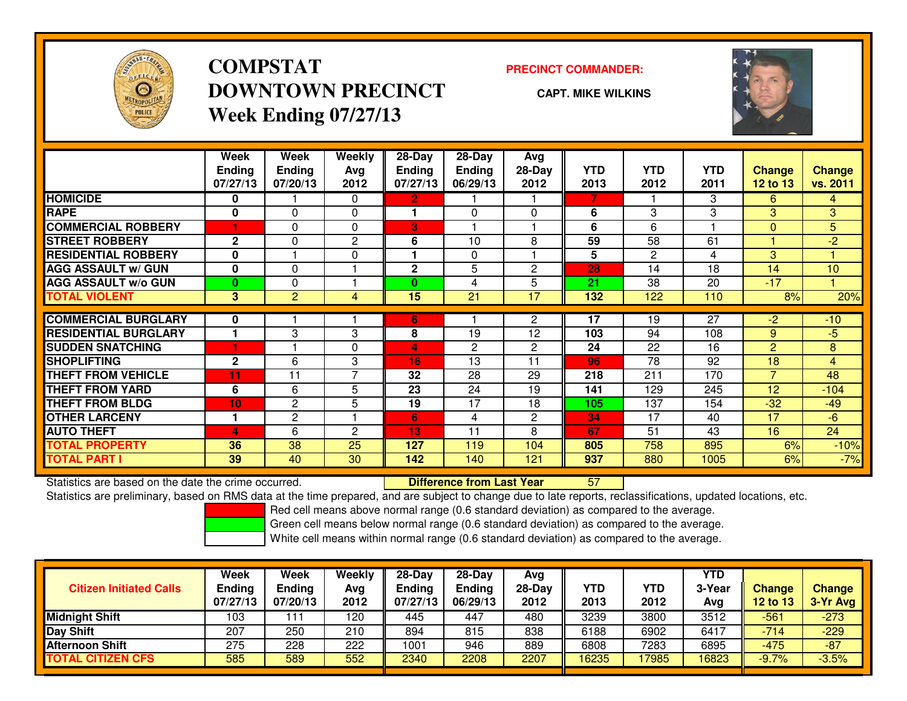# COMPSTAT
# DOWNTOWN PRECINCT
## Week Ending 07/27/13

**PRECINCT COMMANDER:**

**CAPT. MIKE WILKINS**

| | Week Ending 07/27/13 | Week Ending 07/20/13 | Weekly Avg 2012 | 28-Day Ending 07/27/13 | 28-Day Ending 06/29/13 | Avg 28-Day 2012 | YTD 2013 | YTD 2012 | YTD 2011 | Change 12 to 13 | Change vs. 2011 |
|---|---|---|---|---|---|---|---|---|---|---|---|
| **HOMICIDE** | 0 | 1 | 0 | 2 | 1 | 1 | 7 | 1 | 3 | 6 | 4 |
| **RAPE** | 0 | 0 | 0 | 1 | 0 | 0 | 6 | 3 | 3 | 3 | 3 |
| **COMMERCIAL ROBBERY** | 1 | 0 | 0 | 3 | 1 | 1 | 6 | 6 | 1 | 0 | 5 |
| **STREET ROBBERY** | 2 | 0 | 2 | 6 | 10 | 8 | 59 | 58 | 61 | 1 | -2 |
| **RESIDENTIAL ROBBERY** | 0 | 1 | 0 | 1 | 0 | 1 | 5 | 2 | 4 | 3 | 1 |
| **AGG ASSAULT w/ GUN** | 0 | 0 | 1 | 2 | 5 | 2 | 28 | 14 | 18 | 14 | 10 |
| **AGG ASSAULT w/o GUN** | 0 | 0 | 1 | 0 | 4 | 5 | 21 | 38 | 20 | -17 | 1 |
| **TOTAL VIOLENT** | 3 | 2 | 4 | 15 | 21 | 17 | 132 | 122 | 110 | 8% | 20% |
| **COMMERCIAL BURGLARY** | 0 | 1 | 1 | 6 | 1 | 2 | 17 | 19 | 27 | -2 | -10 |
| **RESIDENTIAL BURGLARY** | 1 | 3 | 3 | 8 | 19 | 12 | 103 | 94 | 108 | 9 | -5 |
| **SUDDEN SNATCHING** | 1 | 1 | 0 | 4 | 2 | 2 | 24 | 22 | 16 | 2 | 8 |
| **SHOPLIFTING** | 2 | 6 | 3 | 16 | 13 | 11 | 96 | 78 | 92 | 18 | 4 |
| **THEFT FROM VEHICLE** | 11 | 11 | 7 | 32 | 28 | 29 | 218 | 211 | 170 | 7 | 48 |
| **THEFT FROM YARD** | 6 | 6 | 5 | 23 | 24 | 19 | 141 | 129 | 245 | 12 | -104 |
| **THEFT FROM BLDG** | 10 | 2 | 5 | 19 | 17 | 18 | 105 | 137 | 154 | -32 | -49 |
| **OTHER LARCENY** | 1 | 2 | 1 | 6 | 4 | 2 | 34 | 17 | 40 | 17 | -6 |
| **AUTO THEFT** | 4 | 6 | 2 | 13 | 11 | 8 | 67 | 51 | 43 | 16 | 24 |
| **TOTAL PROPERTY** | 36 | 38 | 25 | 127 | 119 | 104 | 805 | 758 | 895 | 6% | -10% |
| **TOTAL PART I** | 39 | 40 | 30 | 142 | 140 | 121 | 937 | 880 | 1005 | 6% | -7% |

Statistics are based on the date the crime occurred. **Difference from Last Year** 57

Statistics are preliminary, based on RMS data at the time prepared, and are subject to change due to late reports, reclassifications, updated locations, etc.

Red cell means above normal range (0.6 standard deviation) as compared to the average.
Green cell means below normal range (0.6 standard deviation) as compared to the average.
White cell means within normal range (0.6 standard deviation) as compared to the average.

| Citizen Initiated Calls | Week Ending 07/27/13 | Week Ending 07/20/13 | Weekly Avg 2012 | 28-Day Ending 07/27/13 | 28-Day Ending 06/29/13 | Avg 28-Day 2012 | YTD 2013 | YTD 2012 | YTD 3-Year Avg | Change 12 to 13 | Change 3-Yr Avg |
|---|---|---|---|---|---|---|---|---|---|---|---|
| **Midnight Shift** | 103 | 111 | 120 | 445 | 447 | 480 | 3239 | 3800 | 3512 | -561 | -273 |
| **Day Shift** | 207 | 250 | 210 | 894 | 815 | 838 | 6188 | 6902 | 6417 | -714 | -229 |
| **Afternoon Shift** | 275 | 228 | 222 | 1001 | 946 | 889 | 6808 | 7283 | 6895 | -475 | -87 |
| **TOTAL CITIZEN CFS** | 585 | 589 | 552 | 2340 | 2208 | 2207 | 16235 | 17985 | 16823 | -9.7% | -3.5% |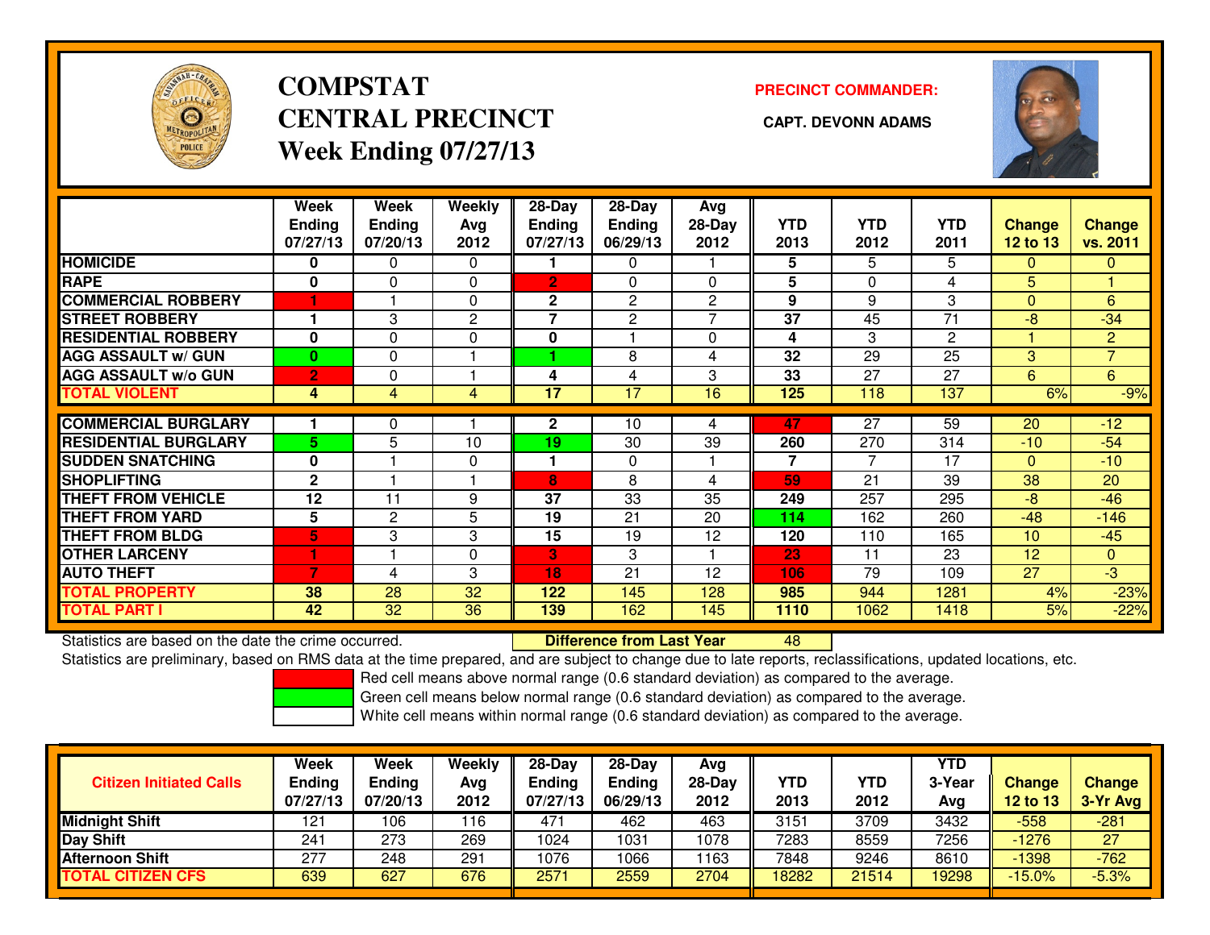# COMPSTAT
# CENTRAL PRECINCT
# Week Ending 07/27/13

**PRECINCT COMMANDER:**

**CAPT. DEVONN ADAMS**

| | Week Ending 07/27/13 | Week Ending 07/20/13 | Weekly Avg 2012 | 28-Day Ending 07/27/13 | 28-Day Ending 06/29/13 | Avg 28-Day 2012 | YTD 2013 | YTD 2012 | YTD 2011 | Change 12 to 13 | Change vs. 2011 |
|---|---|---|---|---|---|---|---|---|---|---|---|
| HOMICIDE | 0 | 0 | 0 | 1 | 0 | 1 | 5 | 5 | 5 | 0 | 0 |
| RAPE | 0 | 0 | 0 | 2 | 0 | 0 | 5 | 0 | 4 | 5 | 1 |
| COMMERCIAL ROBBERY | 1 | 1 | 0 | 2 | 2 | 2 | 9 | 9 | 3 | 0 | 6 |
| STREET ROBBERY | 1 | 3 | 2 | 7 | 2 | 7 | 37 | 45 | 71 | -8 | -34 |
| RESIDENTIAL ROBBERY | 0 | 0 | 0 | 0 | 1 | 0 | 4 | 3 | 2 | 1 | 2 |
| AGG ASSAULT w/ GUN | 0 | 0 | 1 | 1 | 8 | 4 | 32 | 29 | 25 | 3 | 7 |
| AGG ASSAULT w/o GUN | 2 | 0 | 1 | 4 | 4 | 3 | 33 | 27 | 27 | 6 | 6 |
| TOTAL VIOLENT | 4 | 4 | 4 | 17 | 17 | 16 | 125 | 118 | 137 | 6% | -9% |
| COMMERCIAL BURGLARY | 1 | 0 | 1 | 2 | 10 | 4 | 47 | 27 | 59 | 20 | -12 |
| RESIDENTIAL BURGLARY | 5 | 5 | 10 | 19 | 30 | 39 | 260 | 270 | 314 | -10 | -54 |
| SUDDEN SNATCHING | 0 | 1 | 0 | 1 | 0 | 1 | 7 | 7 | 17 | 0 | -10 |
| SHOPLIFTING | 2 | 1 | 1 | 8 | 8 | 4 | 59 | 21 | 39 | 38 | 20 |
| THEFT FROM VEHICLE | 12 | 11 | 9 | 37 | 33 | 35 | 249 | 257 | 295 | -8 | -46 |
| THEFT FROM YARD | 5 | 2 | 5 | 19 | 21 | 20 | 114 | 162 | 260 | -48 | -146 |
| THEFT FROM BLDG | 5 | 3 | 3 | 15 | 19 | 12 | 120 | 110 | 165 | 10 | -45 |
| OTHER LARCENY | 1 | 1 | 0 | 3 | 3 | 1 | 23 | 11 | 23 | 12 | 0 |
| AUTO THEFT | 7 | 4 | 3 | 18 | 21 | 12 | 106 | 79 | 109 | 27 | -3 |
| TOTAL PROPERTY | 38 | 28 | 32 | 122 | 145 | 128 | 985 | 944 | 1281 | 4% | -23% |
| TOTAL PART I | 42 | 32 | 36 | 139 | 162 | 145 | 1110 | 1062 | 1418 | 5% | -22% |

Statistics are based on the date the crime occurred. **Difference from Last Year** 48

Statistics are preliminary, based on RMS data at the time prepared, and are subject to change due to late reports, reclassifications, updated locations, etc.

Red cell means above normal range (0.6 standard deviation) as compared to the average.

Green cell means below normal range (0.6 standard deviation) as compared to the average.

White cell means within normal range (0.6 standard deviation) as compared to the average.

| Citizen Initiated Calls | Week Ending 07/27/13 | Week Ending 07/20/13 | Weekly Avg 2012 | 28-Day Ending 07/27/13 | 28-Day Ending 06/29/13 | Avg 28-Day 2012 | YTD 2013 | YTD 2012 | YTD 3-Year Avg | Change 12 to 13 | Change 3-Yr Avg |
|---|---|---|---|---|---|---|---|---|---|---|---|
| Midnight Shift | 121 | 106 | 116 | 471 | 462 | 463 | 3151 | 3709 | 3432 | -558 | -281 |
| Day Shift | 241 | 273 | 269 | 1024 | 1031 | 1078 | 7283 | 8559 | 7256 | -1276 | 27 |
| Afternoon Shift | 277 | 248 | 291 | 1076 | 1066 | 1163 | 7848 | 9246 | 8610 | -1398 | -762 |
| TOTAL CITIZEN CFS | 639 | 627 | 676 | 2571 | 2559 | 2704 | 18282 | 21514 | 19298 | -15.0% | -5.3% |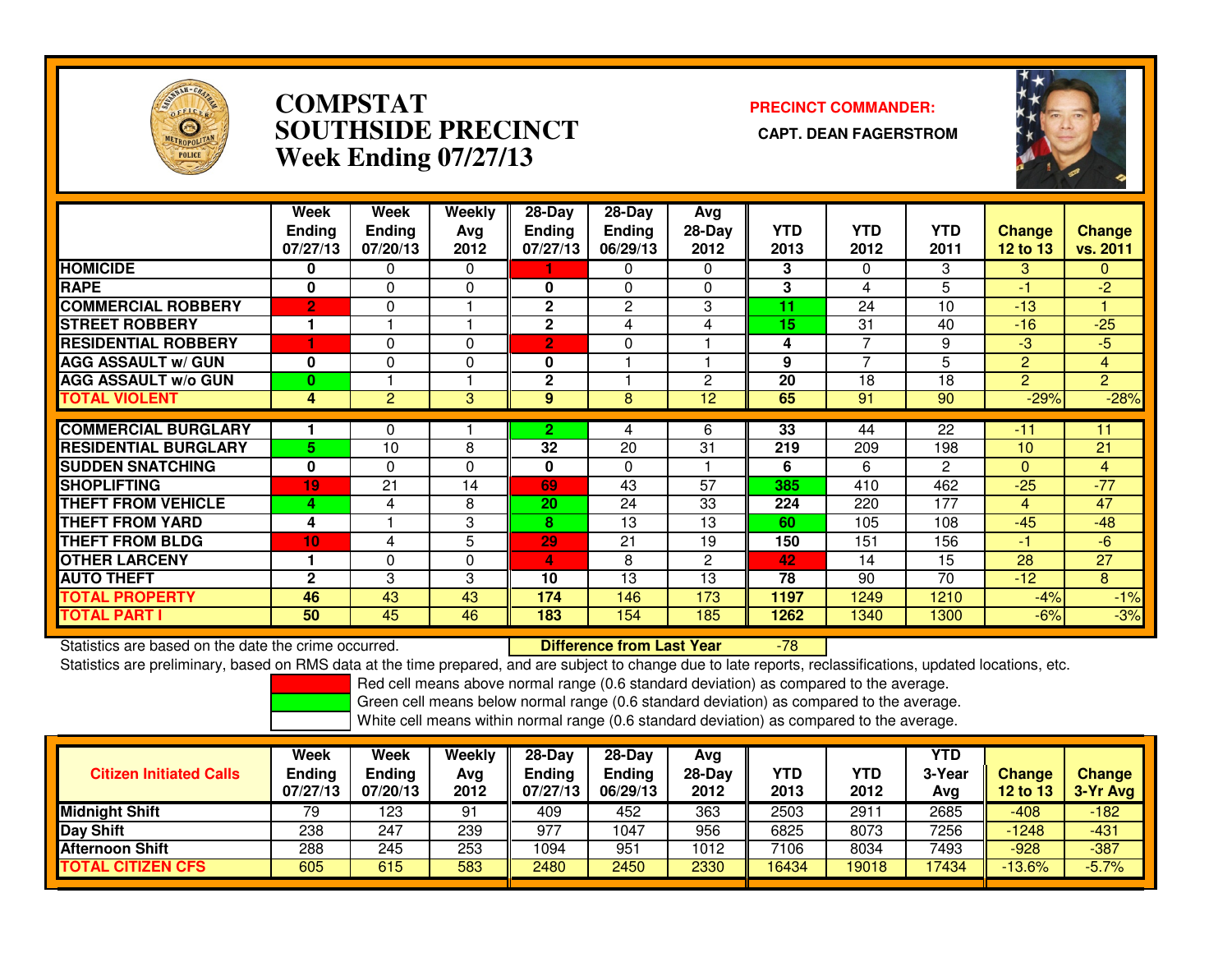# COMPSTAT SOUTHSIDE PRECINCT Week Ending 07/27/13

**PRECINCT COMMANDER:**

**CAPT. DEAN FAGERSTROM**

| | Week Ending 07/27/13 | Week Ending 07/20/13 | Weekly Avg 2012 | 28-Day Ending 07/27/13 | 28-Day Ending 06/29/13 | Avg 28-Day 2012 | YTD 2013 | YTD 2012 | YTD 2011 | Change 12 to 13 | Change vs. 2011 |
|---|---|---|---|---|---|---|---|---|---|---|---|
| HOMICIDE | 0 | 0 | 0 | 1 | 0 | 0 | 3 | 0 | 3 | 3 | 0 |
| RAPE | 0 | 0 | 0 | 0 | 0 | 0 | 3 | 4 | 5 | -1 | -2 |
| COMMERCIAL ROBBERY | 2 | 0 | 1 | 2 | 2 | 3 | 11 | 24 | 10 | -13 | 1 |
| STREET ROBBERY | 1 | 1 | 1 | 2 | 4 | 4 | 15 | 31 | 40 | -16 | -25 |
| RESIDENTIAL ROBBERY | 1 | 0 | 0 | 2 | 0 | 1 | 4 | 7 | 9 | -3 | -5 |
| AGG ASSAULT w/ GUN | 0 | 0 | 0 | 0 | 1 | 1 | 9 | 7 | 5 | 2 | 4 |
| AGG ASSAULT w/o GUN | 0 | 1 | 1 | 2 | 1 | 2 | 20 | 18 | 18 | 2 | 2 |
| TOTAL VIOLENT | 4 | 2 | 3 | 9 | 8 | 12 | 65 | 91 | 90 | -29% | -28% |
| COMMERCIAL BURGLARY | 1 | 0 | 1 | 2 | 4 | 6 | 33 | 44 | 22 | -11 | 11 |
| RESIDENTIAL BURGLARY | 5 | 10 | 8 | 32 | 20 | 31 | 219 | 209 | 198 | 10 | 21 |
| SUDDEN SNATCHING | 0 | 0 | 0 | 0 | 0 | 1 | 6 | 6 | 2 | 0 | 4 |
| SHOPLIFTING | 19 | 21 | 14 | 69 | 43 | 57 | 385 | 410 | 462 | -25 | -77 |
| THEFT FROM VEHICLE | 4 | 4 | 8 | 20 | 24 | 33 | 224 | 220 | 177 | 4 | 47 |
| THEFT FROM YARD | 4 | 1 | 3 | 8 | 13 | 13 | 60 | 105 | 108 | -45 | -48 |
| THEFT FROM BLDG | 10 | 4 | 5 | 29 | 21 | 19 | 150 | 151 | 156 | -1 | -6 |
| OTHER LARCENY | 1 | 0 | 0 | 4 | 8 | 2 | 42 | 14 | 15 | 28 | 27 |
| AUTO THEFT | 2 | 3 | 3 | 10 | 13 | 13 | 78 | 90 | 70 | -12 | 8 |
| TOTAL PROPERTY | 46 | 43 | 43 | 174 | 146 | 173 | 1197 | 1249 | 1210 | -4% | -1% |
| TOTAL PART I | 50 | 45 | 46 | 183 | 154 | 185 | 1262 | 1340 | 1300 | -6% | -3% |

Statistics are based on the date the crime occurred. **Difference from Last Year** -78

Statistics are preliminary, based on RMS data at the time prepared, and are subject to change due to late reports, reclassifications, updated locations, etc.

Red cell means above normal range (0.6 standard deviation) as compared to the average.
Green cell means below normal range (0.6 standard deviation) as compared to the average.
White cell means within normal range (0.6 standard deviation) as compared to the average.

| Citizen Initiated Calls | Week Ending 07/27/13 | Week Ending 07/20/13 | Weekly Avg 2012 | 28-Day Ending 07/27/13 | 28-Day Ending 06/29/13 | Avg 28-Day 2012 | YTD 2013 | YTD 2012 | YTD 3-Year Avg | Change 12 to 13 | Change 3-Yr Avg |
|---|---|---|---|---|---|---|---|---|---|---|---|
| Midnight Shift | 79 | 123 | 91 | 409 | 452 | 363 | 2503 | 2911 | 2685 | -408 | -182 |
| Day Shift | 238 | 247 | 239 | 977 | 1047 | 956 | 6825 | 8073 | 7256 | -1248 | -431 |
| Afternoon Shift | 288 | 245 | 253 | 1094 | 951 | 1012 | 7106 | 8034 | 7493 | -928 | -387 |
| TOTAL CITIZEN CFS | 605 | 615 | 583 | 2480 | 2450 | 2330 | 16434 | 19018 | 17434 | -13.6% | -5.7% |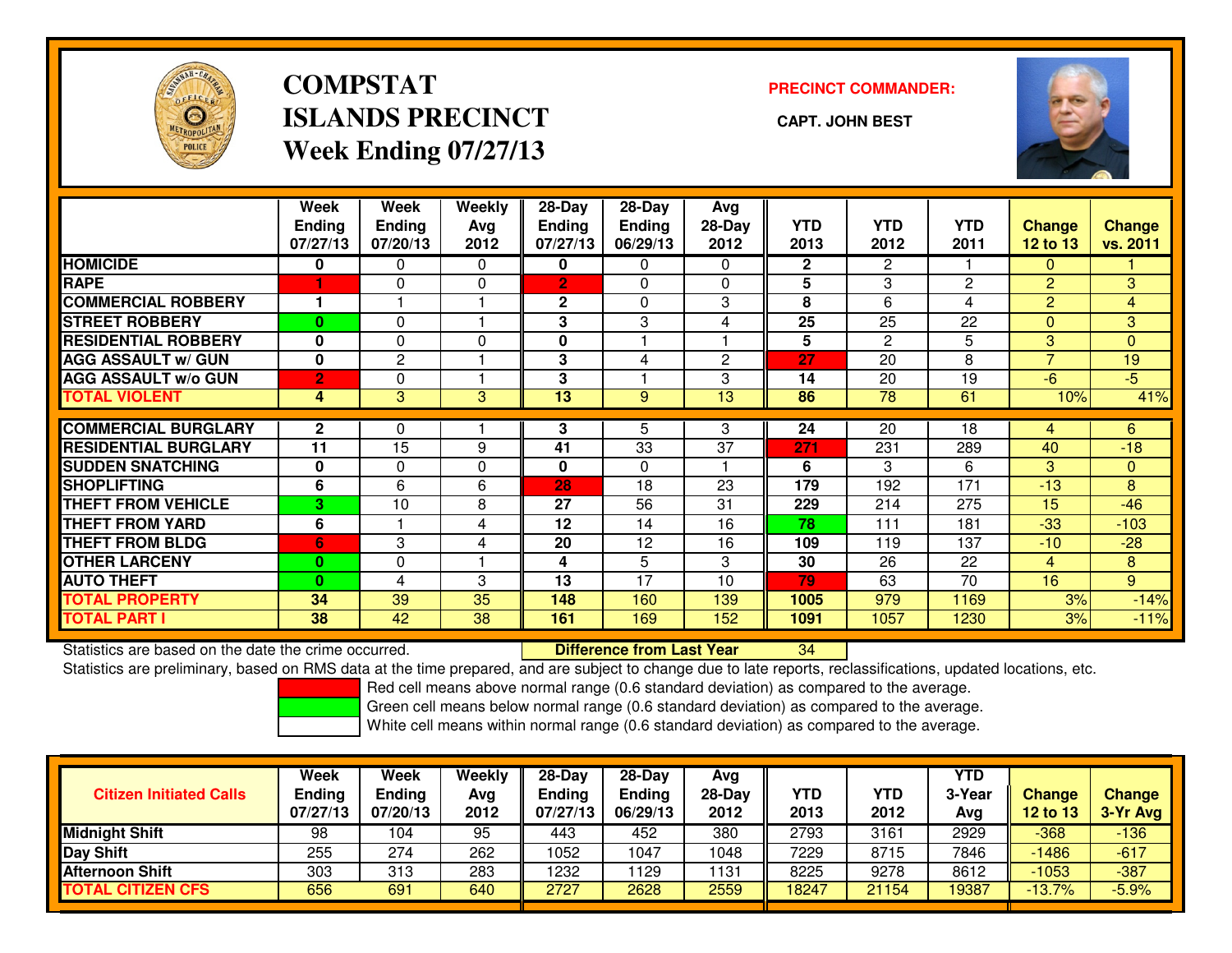# COMPSTAT
# ISLANDS PRECINCT
# Week Ending 07/27/13

**PRECINCT COMMANDER:**

**CAPT. JOHN BEST**

| | Week Ending 07/27/13 | Week Ending 07/20/13 | Weekly Avg 2012 | 28-Day Ending 07/27/13 | 28-Day Ending 06/29/13 | Avg 28-Day 2012 | YTD 2013 | YTD 2012 | YTD 2011 | Change 12 to 13 | Change vs. 2011 |
|---|---|---|---|---|---|---|---|---|---|---|---|
| HOMICIDE | 0 | 0 | 0 | 0 | 0 | 0 | 2 | 2 | 1 | 0 | 1 |
| RAPE | 1 | 0 | 0 | 2 | 0 | 0 | 5 | 3 | 2 | 2 | 3 |
| COMMERCIAL ROBBERY | 1 | 1 | 1 | 2 | 0 | 3 | 8 | 6 | 4 | 2 | 4 |
| STREET ROBBERY | 0 | 0 | 1 | 3 | 3 | 4 | 25 | 25 | 22 | 0 | 3 |
| RESIDENTIAL ROBBERY | 0 | 0 | 0 | 0 | 1 | 1 | 5 | 2 | 5 | 3 | 0 |
| AGG ASSAULT w/ GUN | 0 | 2 | 1 | 3 | 4 | 2 | 27 | 20 | 8 | 7 | 19 |
| AGG ASSAULT w/o GUN | 2 | 0 | 1 | 3 | 1 | 3 | 14 | 20 | 19 | -6 | -5 |
| TOTAL VIOLENT | 4 | 3 | 3 | 13 | 9 | 13 | 86 | 78 | 61 | 10% | 41% |
| COMMERCIAL BURGLARY | 2 | 0 | 1 | 3 | 5 | 3 | 24 | 20 | 18 | 4 | 6 |
| RESIDENTIAL BURGLARY | 11 | 15 | 9 | 41 | 33 | 37 | 271 | 231 | 289 | 40 | -18 |
| SUDDEN SNATCHING | 0 | 0 | 0 | 0 | 0 | 1 | 6 | 3 | 6 | 3 | 0 |
| SHOPLIFTING | 6 | 6 | 6 | 28 | 18 | 23 | 179 | 192 | 171 | -13 | 8 |
| THEFT FROM VEHICLE | 3 | 10 | 8 | 27 | 56 | 31 | 229 | 214 | 275 | 15 | -46 |
| THEFT FROM YARD | 6 | 1 | 4 | 12 | 14 | 16 | 78 | 111 | 181 | -33 | -103 |
| THEFT FROM BLDG | 6 | 3 | 4 | 20 | 12 | 16 | 109 | 119 | 137 | -10 | -28 |
| OTHER LARCENY | 0 | 0 | 1 | 4 | 5 | 3 | 30 | 26 | 22 | 4 | 8 |
| AUTO THEFT | 0 | 4 | 3 | 13 | 17 | 10 | 79 | 63 | 70 | 16 | 9 |
| TOTAL PROPERTY | 34 | 39 | 35 | 148 | 160 | 139 | 1005 | 979 | 1169 | 3% | -14% |
| TOTAL PART I | 38 | 42 | 38 | 161 | 169 | 152 | 1091 | 1057 | 1230 | 3% | -11% |

Statistics are based on the date the crime occurred. **Difference from Last Year** 34

Statistics are preliminary, based on RMS data at the time prepared, and are subject to change due to late reports, reclassifications, updated locations, etc.

Red cell means above normal range (0.6 standard deviation) as compared to the average.

Green cell means below normal range (0.6 standard deviation) as compared to the average.

White cell means within normal range (0.6 standard deviation) as compared to the average.

| Citizen Initiated Calls | Week Ending 07/27/13 | Week Ending 07/20/13 | Weekly Avg 2012 | 28-Day Ending 07/27/13 | 28-Day Ending 06/29/13 | Avg 28-Day 2012 | YTD 2013 | YTD 2012 | YTD 3-Year Avg | Change 12 to 13 | Change 3-Yr Avg |
|---|---|---|---|---|---|---|---|---|---|---|---|
| Midnight Shift | 98 | 104 | 95 | 443 | 452 | 380 | 2793 | 3161 | 2929 | -368 | -136 |
| Day Shift | 255 | 274 | 262 | 1052 | 1047 | 1048 | 7229 | 8715 | 7846 | -1486 | -617 |
| Afternoon Shift | 303 | 313 | 283 | 1232 | 1129 | 1131 | 8225 | 9278 | 8612 | -1053 | -387 |
| TOTAL CITIZEN CFS | 656 | 691 | 640 | 2727 | 2628 | 2559 | 18247 | 21154 | 19387 | -13.7% | -5.9% |